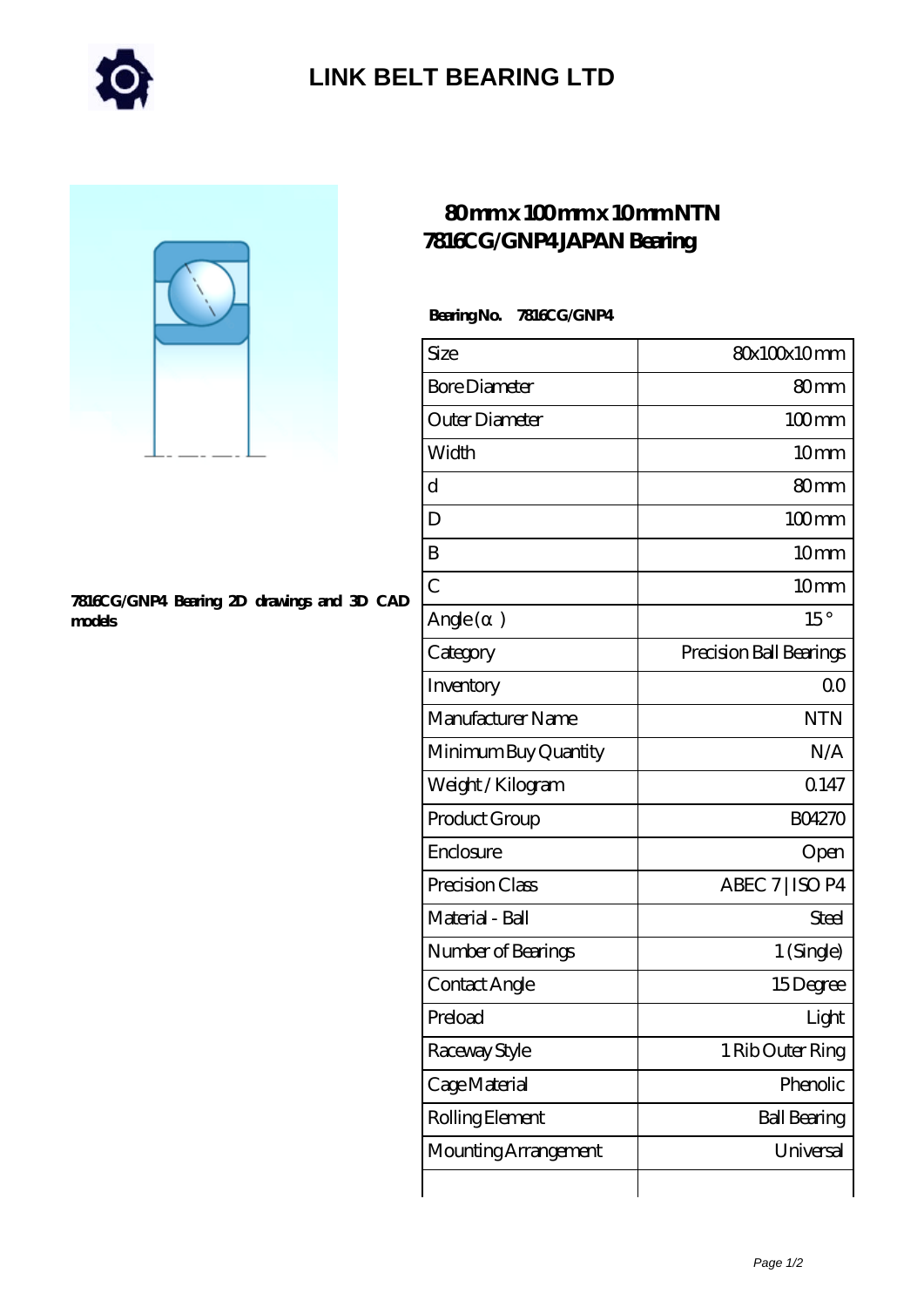# LINK BELT BEARING LTD

## 80 mm x 100 mm x 10 mm NTN 7816CG/GNP4 JAPAN Bearing

7816CG/GNP4 Bearing 2D drawings and 3D CAD models

**Bearing No. 7816CG/GNP4**

| Size | 80x100x10 mm |
|---|---|
| Bore Diameter | 80 mm |
| Outer Diameter | 100 mm |
| Width | 10 mm |
| d | 80 mm |
| D | 100 mm |
| B | 10 mm |
| C | 10 mm |
| Angle (α) | 15 ° |
| Category | Precision Ball Bearings |
| Inventory | 0.0 |
| Manufacturer Name | NTN |
| Minimum Buy Quantity | N/A |
| Weight / Kilogram | 0.147 |
| Product Group | B04270 |
| Enclosure | Open |
| Precision Class | ABEC 7 \| ISO P4 |
| Material - Ball | Steel |
| Number of Bearings | 1 (Single) |
| Contact Angle | 15 Degree |
| Preload | Light |
| Raceway Style | 1 Rib Outer Ring |
| Cage Material | Phenolic |
| Rolling Element | Ball Bearing |
| Mounting Arrangement | Universal |
| | |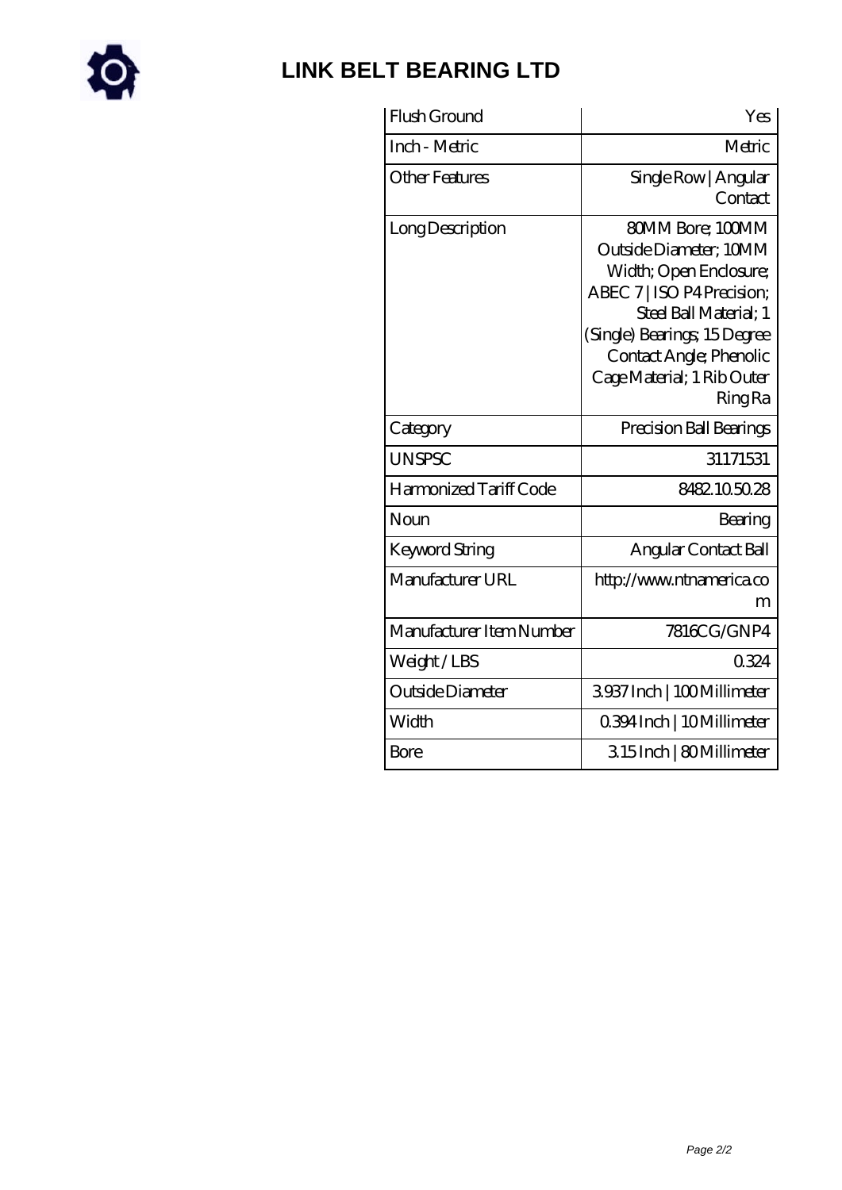# LINK BELT BEARING LTD

| | |
|---|---|
| Flush Ground | Yes |
| Inch - Metric | Metric |
| Other Features | Single Row \| Angular Contact |
| Long Description | 80MM Bore; 100MM Outside Diameter; 10MM Width; Open Enclosure; ABEC 7 \| ISO P4 Precision; Steel Ball Material; 1 (Single) Bearings; 15 Degree Contact Angle; Phenolic Cage Material; 1 Rib Outer Ring Ra |
| Category | Precision Ball Bearings |
| UNSPSC | 31171531 |
| Harmonized Tariff Code | 8482.10.50.28 |
| Noun | Bearing |
| Keyword String | Angular Contact Ball |
| Manufacturer URL | http://www.ntnamerica.com |
| Manufacturer Item Number | 7816CG/GNP4 |
| Weight / LBS | 0.324 |
| Outside Diameter | 3.937 Inch \| 100 Millimeter |
| Width | 0.394 Inch \| 10 Millimeter |
| Bore | 3.15 Inch \| 80 Millimeter |